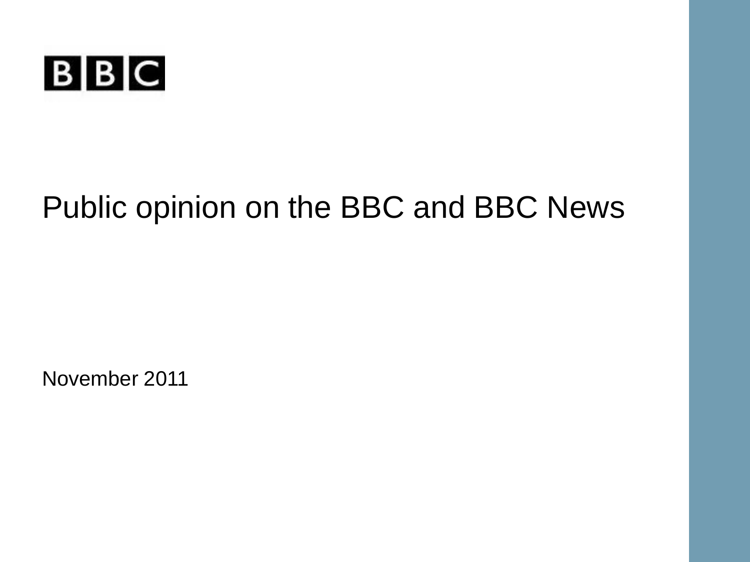BBC

# Public opinion on the BBC and BBC News

November 2011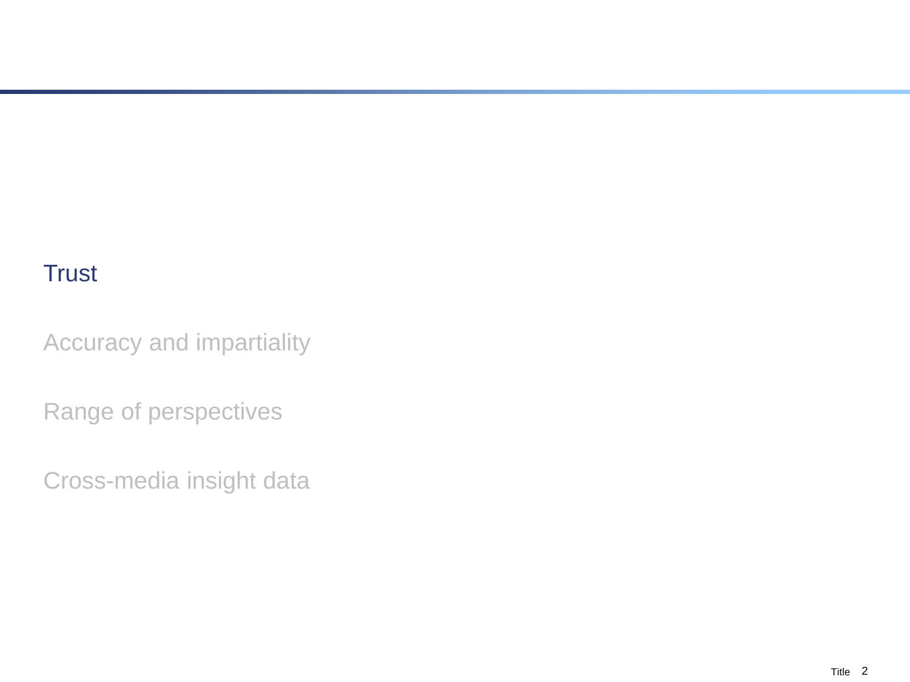Trust

Accuracy and impartiality

Range of perspectives

Cross-media insight data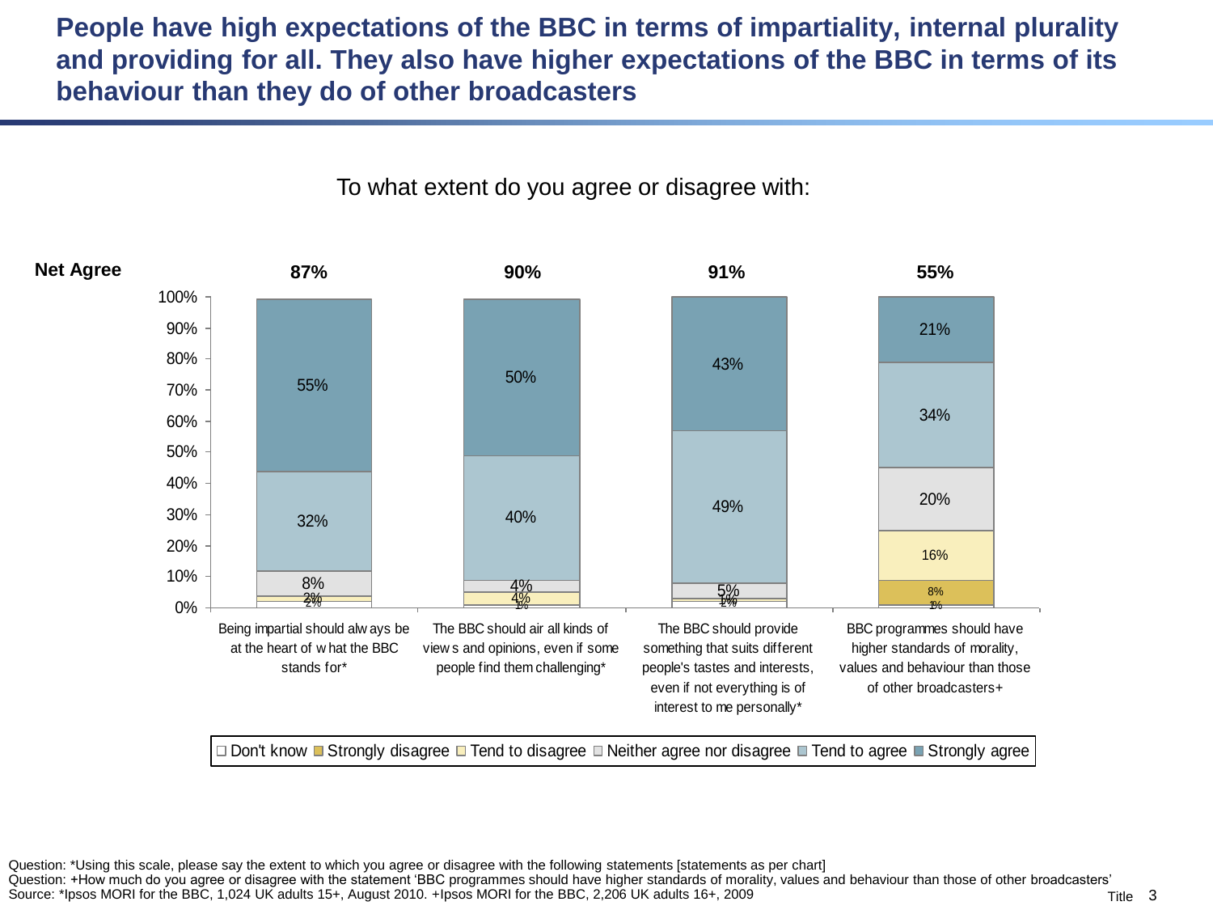# People have high expectations of the BBC in terms of impartiality, internal plurality and providing for all. They also have higher expectations of the BBC in terms of its behaviour than they do of other broadcasters

To what extent do you agree or disagree with:

| | Being impartial should always be at the heart of what the BBC stands for* | The BBC should air all kinds of views and opinions, even if some people find them challenging* | The BBC should provide something that suits different people's tastes and interests, even if not everything is of interest to me personally* | BBC programmes should have higher standards of morality, values and behaviour than those of other broadcasters+ |
|---|---|---|---|---|
| **Net Agree** | **87%** | **90%** | **91%** | **55%** |
| Strongly agree | 55% | 50% | 43% | 21% |
| Tend to agree | 32% | 40% | 49% | 34% |
| Neither agree nor disagree | 8% | 4% | 5% | 20% |
| Tend to disagree | 2% | 4% | 1% | 16% |
| Strongly disagree | | | | 8% |
| Don't know | 2% | 1% | 2% | 1% |

Question: *Using this scale, please say the extent to which you agree or disagree with the following statements [statements as per chart]
Question: +How much do you agree or disagree with the statement 'BBC programmes should have higher standards of morality, values and behaviour than those of other broadcasters'
Source: *Ipsos MORI for the BBC, 1,024 UK adults 15+, August 2010. +Ipsos MORI for the BBC, 2,206 UK adults 16+, 2009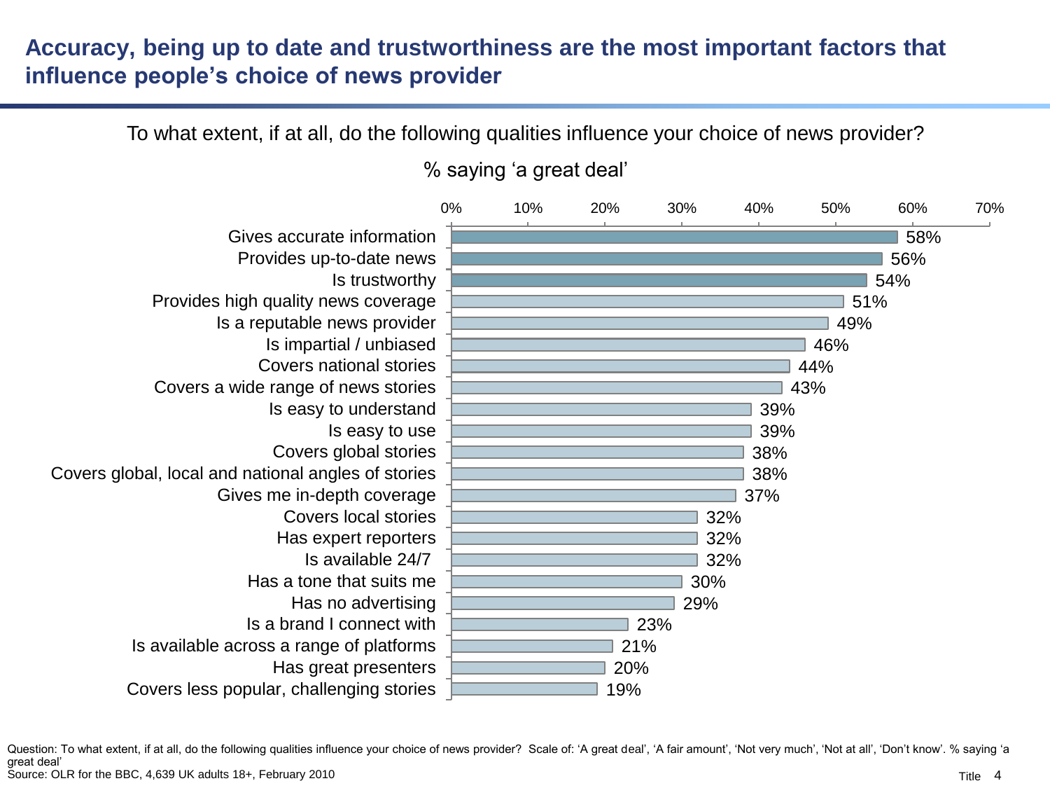# Accuracy, being up to date and trustworthiness are the most important factors that influence people's choice of news provider

To what extent, if at all, do the following qualities influence your choice of news provider?

% saying 'a great deal'

| Quality | % |
|---|---|
| Gives accurate information | 58% |
| Provides up-to-date news | 56% |
| Is trustworthy | 54% |
| Provides high quality news coverage | 51% |
| Is a reputable news provider | 49% |
| Is impartial / unbiased | 46% |
| Covers national stories | 44% |
| Covers a wide range of news stories | 43% |
| Is easy to understand | 39% |
| Is easy to use | 39% |
| Covers global stories | 38% |
| Covers global, local and national angles of stories | 38% |
| Gives me in-depth coverage | 37% |
| Covers local stories | 32% |
| Has expert reporters | 32% |
| Is available 24/7 | 32% |
| Has a tone that suits me | 30% |
| Has no advertising | 29% |
| Is a brand I connect with | 23% |
| Is available across a range of platforms | 21% |
| Has great presenters | 20% |
| Covers less popular, challenging stories | 19% |

Question: To what extent, if at all, do the following qualities influence your choice of news provider? Scale of: 'A great deal', 'A fair amount', 'Not very much', 'Not at all', 'Don't know'. % saying 'a great deal'

Source: OLR for the BBC, 4,639 UK adults 18+, February 2010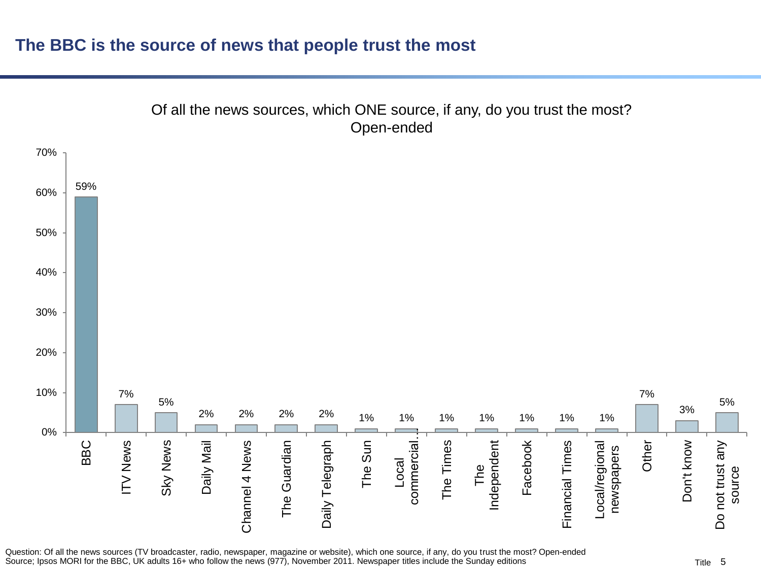# The BBC is the source of news that people trust the most

Of all the news sources, which ONE source, if any, do you trust the most?
Open-ended

| Source | % |
|---|---|
| BBC | 59% |
| ITV News | 7% |
| Sky News | 5% |
| Daily Mail | 2% |
| Channel 4 News | 2% |
| The Guardian | 2% |
| Daily Telegraph | 2% |
| The Sun | 1% |
| Local commercial… | 1% |
| The Times | 1% |
| The Independent | 1% |
| Facebook | 1% |
| Financial Times | 1% |
| Local/regional newspapers | 1% |
| Other | 7% |
| Don't know | 3% |
| Do not trust any source | 5% |

Question: Of all the news sources (TV broadcaster, radio, newspaper, magazine or website), which one source, if any, do you trust the most? Open-ended
Source; Ipsos MORI for the BBC, UK adults 16+ who follow the news (977), November 2011. Newspaper titles include the Sunday editions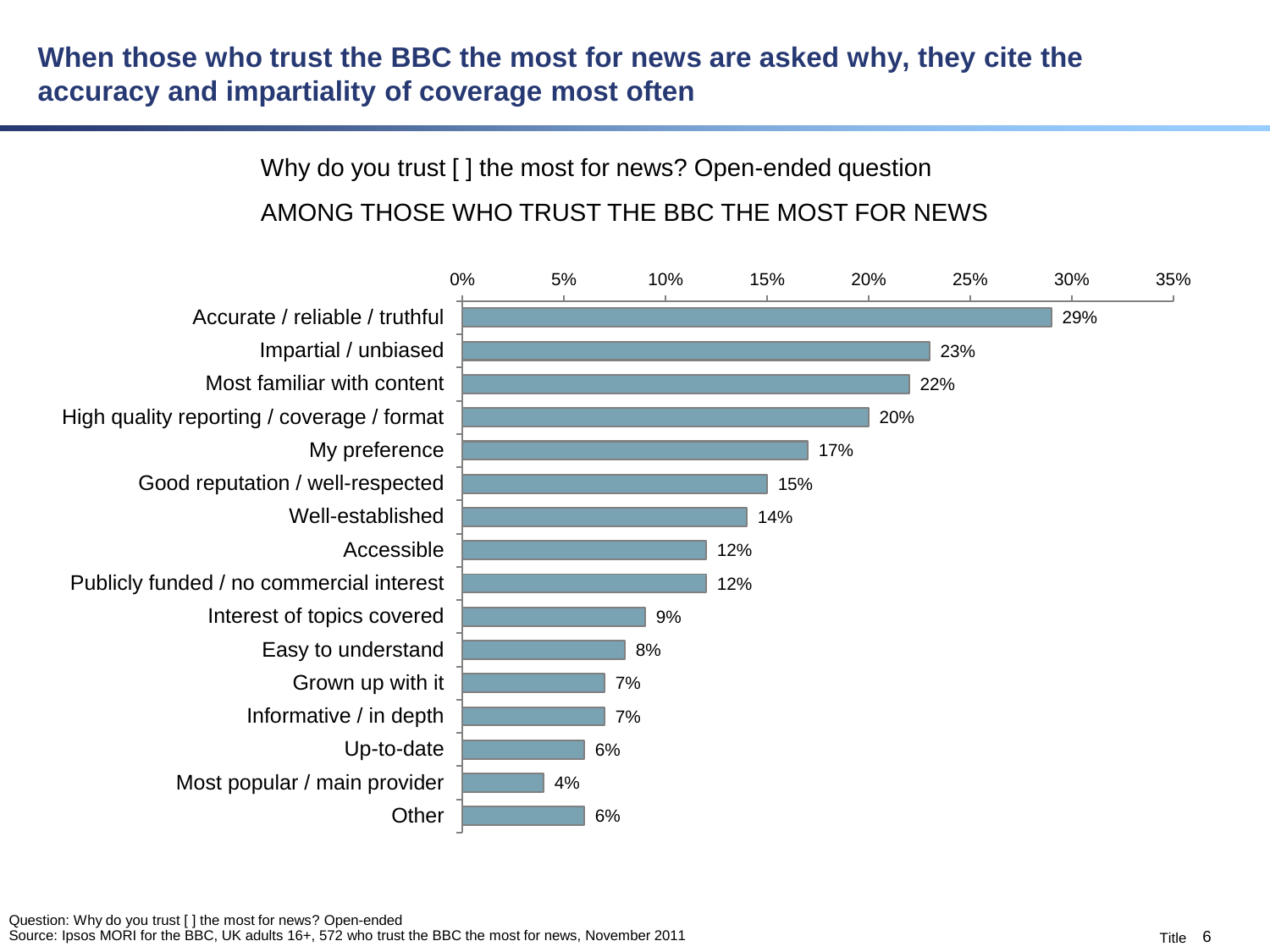# When those who trust the BBC the most for news are asked why, they cite the accuracy and impartiality of coverage most often

Why do you trust [ ] the most for news? Open-ended question

AMONG THOSE WHO TRUST THE BBC THE MOST FOR NEWS

| Reason | % |
|---|---|
| Accurate / reliable / truthful | 29% |
| Impartial / unbiased | 23% |
| Most familiar with content | 22% |
| High quality reporting / coverage / format | 20% |
| My preference | 17% |
| Good reputation / well-respected | 15% |
| Well-established | 14% |
| Accessible | 12% |
| Publicly funded / no commercial interest | 12% |
| Interest of topics covered | 9% |
| Easy to understand | 8% |
| Grown up with it | 7% |
| Informative / in depth | 7% |
| Up-to-date | 6% |
| Most popular / main provider | 4% |
| Other | 6% |

Question: Why do you trust [ ] the most for news? Open-ended
Source: Ipsos MORI for the BBC, UK adults 16+, 572 who trust the BBC the most for news, November 2011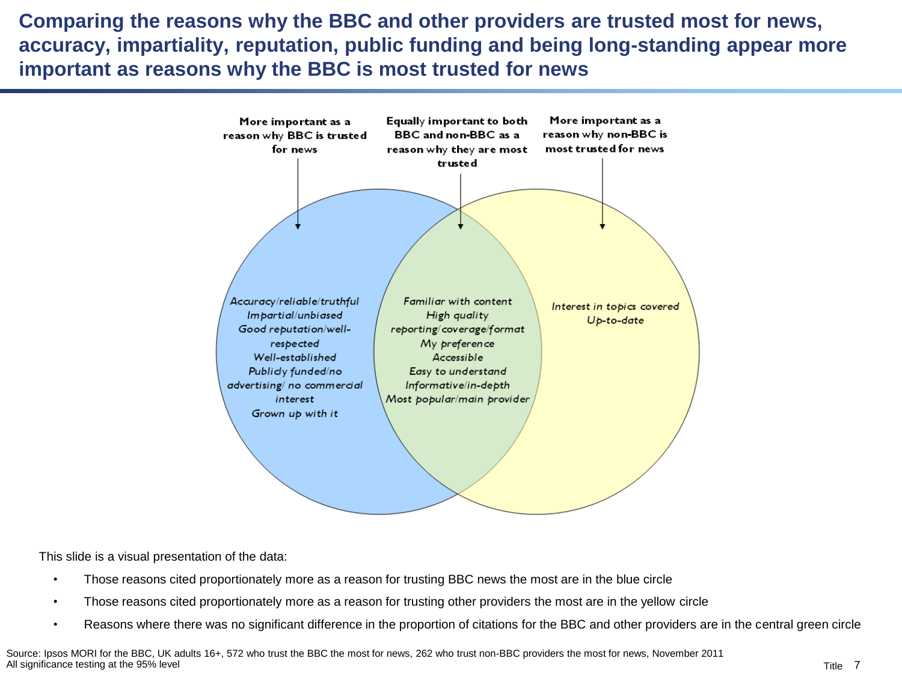# Comparing the reasons why the BBC and other providers are trusted most for news, accuracy, impartiality, reputation, public funding and being long-standing appear more important as reasons why the BBC is most trusted for news

**More important as a reason why BBC is trusted for news**

*Accuracy/reliable/truthful*
*Impartial/unbiased*
*Good reputation/well-respected*
*Well-established*
*Publicly funded/no advertising/ no commercial interest*
*Grown up with it*

**Equally important to both BBC and non-BBC as a reason why they are most trusted**

*Familiar with content*
*High quality reporting/coverage/format*
*My preference*
*Accessible*
*Easy to understand*
*Informative/in-depth*
*Most popular/main provider*

**More important as a reason why non-BBC is most trusted for news**

*Interest in topics covered*
*Up-to-date*

This slide is a visual presentation of the data:

- Those reasons cited proportionately more as a reason for trusting BBC news the most are in the blue circle
- Those reasons cited proportionately more as a reason for trusting other providers the most are in the yellow circle
- Reasons where there was no significant difference in the proportion of citations for the BBC and other providers are in the central green circle

Source: Ipsos MORI for the BBC, UK adults 16+, 572 who trust the BBC the most for news, 262 who trust non-BBC providers the most for news, November 2011
All significance testing at the 95% level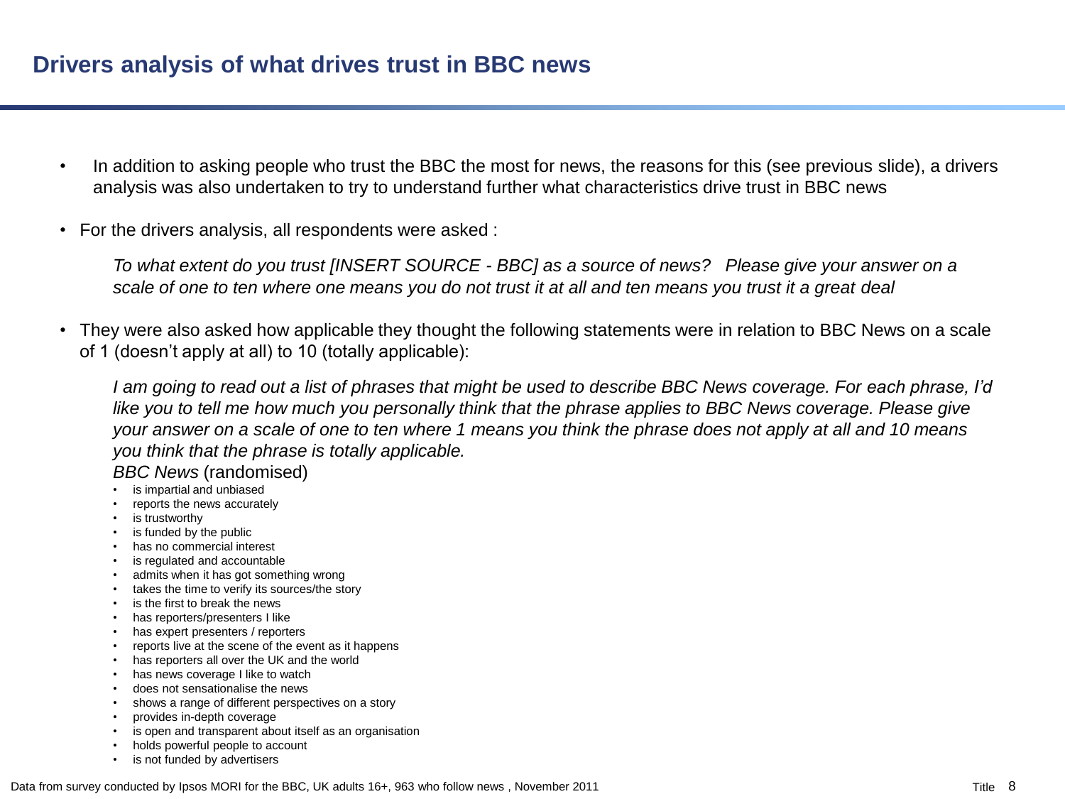# Drivers analysis of what drives trust in BBC news

- In addition to asking people who trust the BBC the most for news, the reasons for this (see previous slide), a drivers analysis was also undertaken to try to understand further what characteristics drive trust in BBC news

- For the drivers analysis, all respondents were asked :

  *To what extent do you trust [INSERT SOURCE - BBC] as a source of news? Please give your answer on a scale of one to ten where one means you do not trust it at all and ten means you trust it a great deal*

- They were also asked how applicable they thought the following statements were in relation to BBC News on a scale of 1 (doesn't apply at all) to 10 (totally applicable):

  *I am going to read out a list of phrases that might be used to describe BBC News coverage. For each phrase, I'd like you to tell me how much you personally think that the phrase applies to BBC News coverage. Please give your answer on a scale of one to ten where 1 means you think the phrase does not apply at all and 10 means you think that the phrase is totally applicable.*

  *BBC News* (randomised)

  - is impartial and unbiased
  - reports the news accurately
  - is trustworthy
  - is funded by the public
  - has no commercial interest
  - is regulated and accountable
  - admits when it has got something wrong
  - takes the time to verify its sources/the story
  - is the first to break the news
  - has reporters/presenters I like
  - has expert presenters / reporters
  - reports live at the scene of the event as it happens
  - has reporters all over the UK and the world
  - has news coverage I like to watch
  - does not sensationalise the news
  - shows a range of different perspectives on a story
  - provides in-depth coverage
  - is open and transparent about itself as an organisation
  - holds powerful people to account
  - is not funded by advertisers

Data from survey conducted by Ipsos MORI for the BBC, UK adults 16+, 963 who follow news , November 2011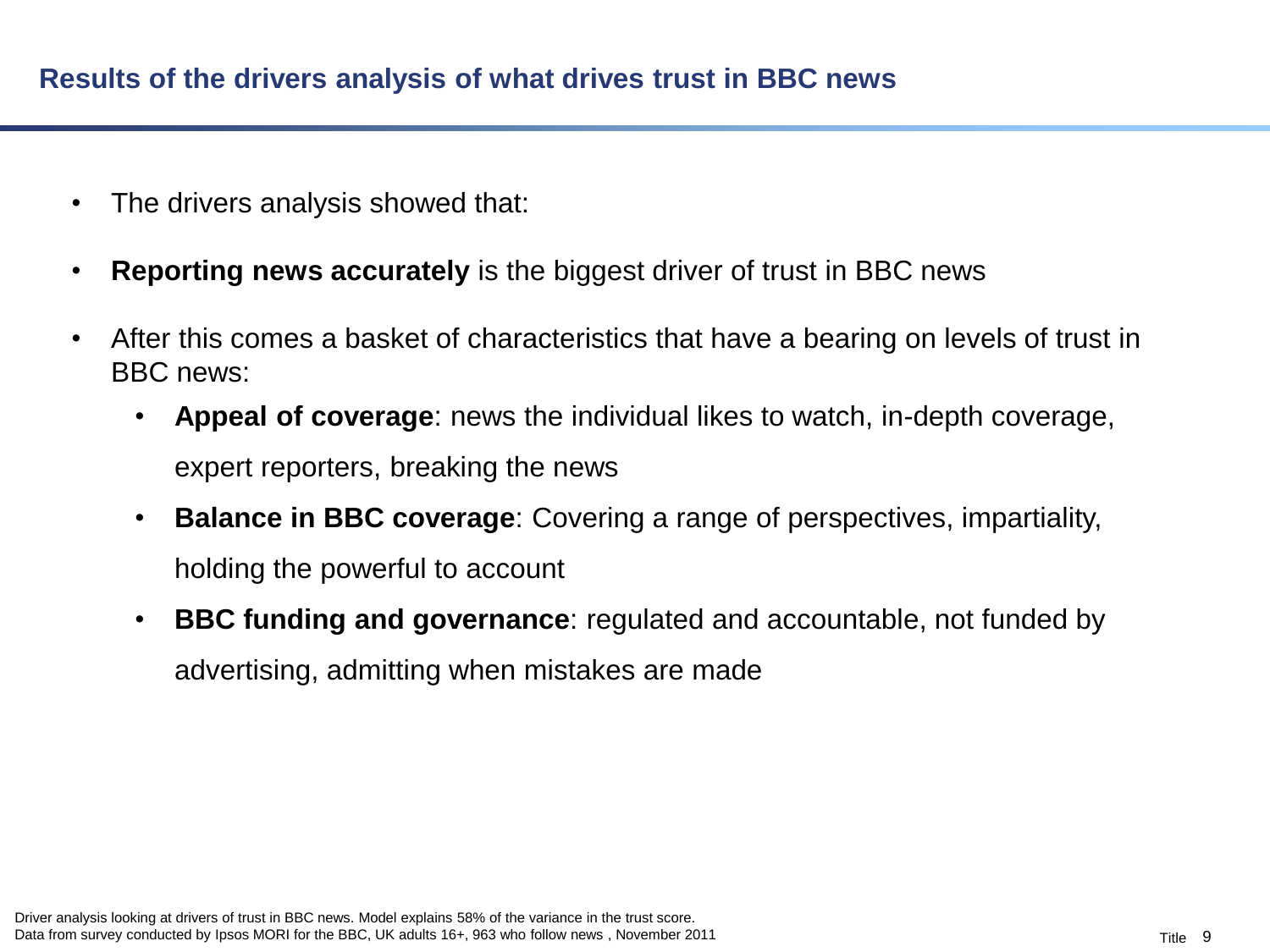## Results of the drivers analysis of what drives trust in BBC news

- The drivers analysis showed that:
- **Reporting news accurately** is the biggest driver of trust in BBC news
- After this comes a basket of characteristics that have a bearing on levels of trust in BBC news:
  - **Appeal of coverage**: news the individual likes to watch, in-depth coverage, expert reporters, breaking the news
  - **Balance in BBC coverage**: Covering a range of perspectives, impartiality, holding the powerful to account
  - **BBC funding and governance**: regulated and accountable, not funded by advertising, admitting when mistakes are made

Driver analysis looking at drivers of trust in BBC news. Model explains 58% of the variance in the trust score.
Data from survey conducted by Ipsos MORI for the BBC, UK adults 16+, 963 who follow news , November 2011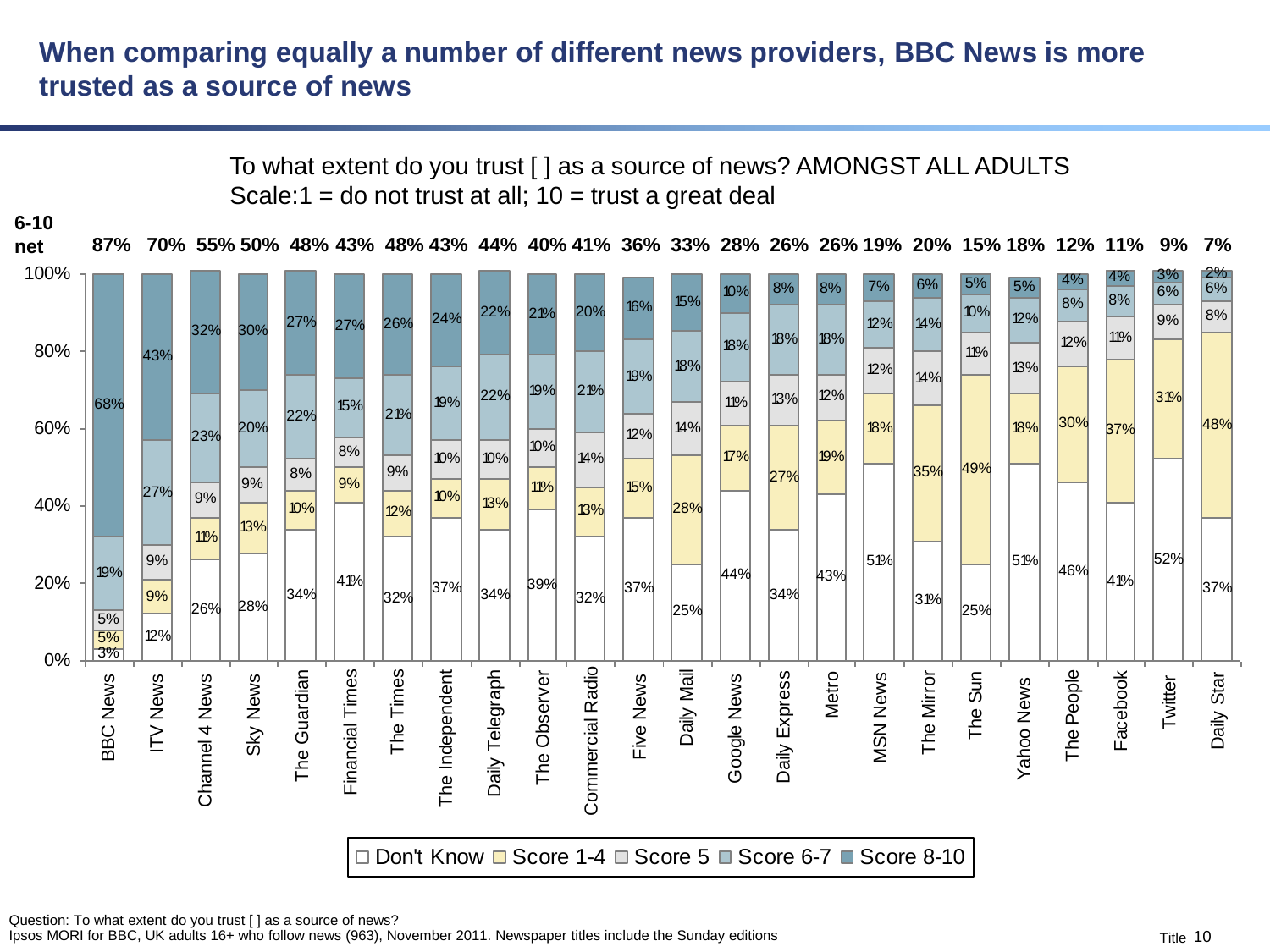# When comparing equally a number of different news providers, BBC News is more trusted as a source of news

To what extent do you trust [ ] as a source of news? AMONGST ALL ADULTS
Scale:1 = do not trust at all; 10 = trust a great deal

| Provider | 6-10 net | Don't Know | Score 1-4 | Score 5 | Score 6-7 | Score 8-10 |
|---|---|---|---|---|---|---|
| BBC News | 87% | 3% | 5% | 5% | 19% | 68% |
| ITV News | 70% | 12% | 9% | 9% | 27% | 43% |
| Channel 4 News | 55% | 26% | 11% | 9% | 23% | 32% |
| Sky News | 50% | 28% | 13% | 9% | 20% | 30% |
| The Guardian | 48% | 34% | 10% | 8% | 22% | 27% |
| Financial Times | 43% | 41% | 9% | 8% | 15% | 27% |
| The Times | 48% | 32% | 12% | 9% | 21% | 26% |
| The Independent | 43% | 37% | 10% | 10% | 19% | 24% |
| Daily Telegraph | 44% | 34% | 13% | 10% | 22% | 22% |
| The Observer | 40% | 39% | 11% | 10% | 19% | 21% |
| Commercial Radio | 41% | 32% | 13% | 14% | 21% | 20% |
| Five News | 36% | 37% | 15% | 12% | 19% | 16% |
| Daily Mail | 33% | 25% | 28% | 14% | 18% | 15% |
| Google News | 28% | 44% | 17% | 11% | 18% | 10% |
| Daily Express | 26% | 34% | 27% | 13% | 18% | 8% |
| Metro | 26% | 43% | 19% | 12% | 18% | 8% |
| MSN News | 19% | 51% | 18% | 12% | 12% | 7% |
| The Mirror | 20% | 31% | 35% | 14% | 14% | 6% |
| The Sun | 15% | 25% | 49% | 11% | 10% | 5% |
| Yahoo News | 18% | 51% | 18% | 13% | 12% | 5% |
| The People | 12% | 46% | 30% | 12% | 8% | 4% |
| Facebook | 11% | 41% | 37% | 11% | 8% | 4% |
| Twitter | 9% | 52% | 31% | 9% | 6% | 3% |
| Daily Star | 7% | 37% | 48% | 8% | 6% | 2% |

Question: To what extent do you trust [ ] as a source of news?
Ipsos MORI for BBC, UK adults 16+ who follow news (963), November 2011. Newspaper titles include the Sunday editions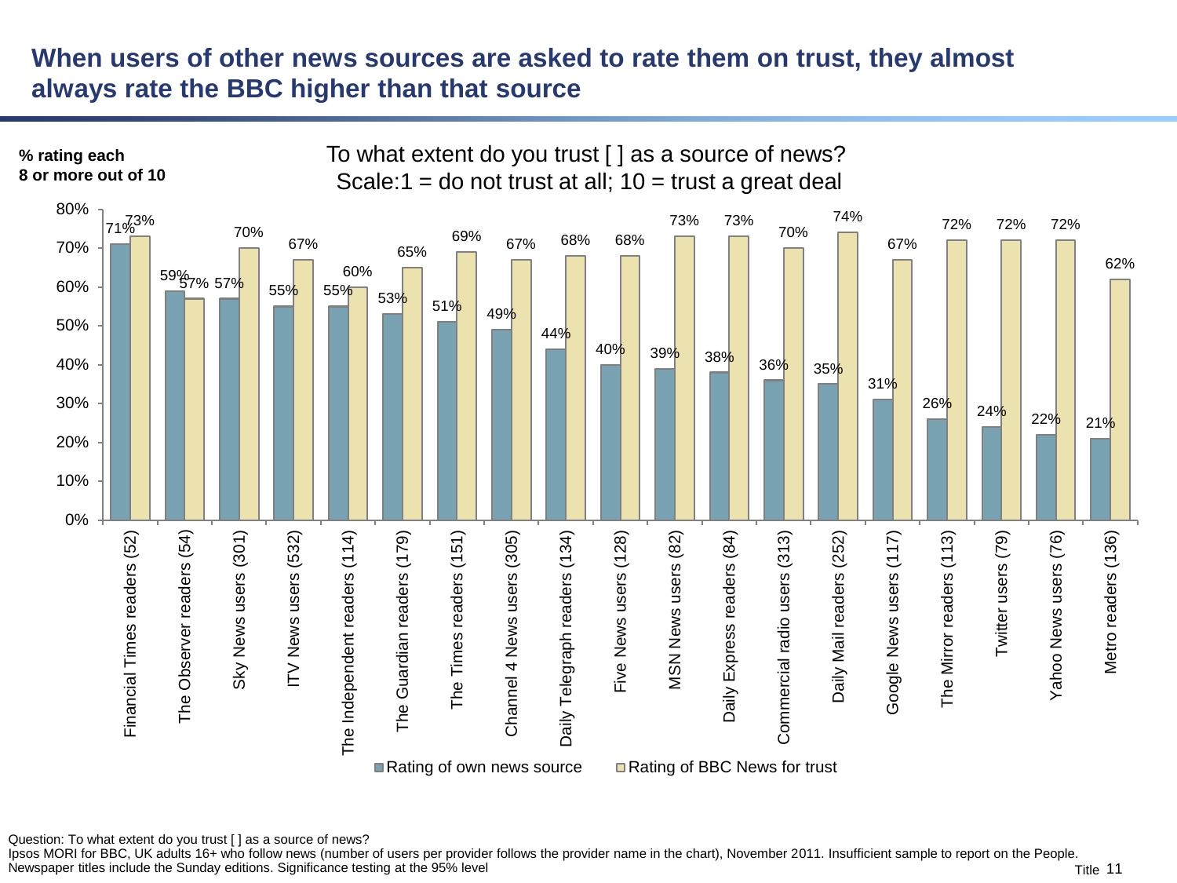# When users of other news sources are asked to rate them on trust, they almost always rate the BBC higher than that source

**% rating each 8 or more out of 10**

To what extent do you trust [ ] as a source of news?
Scale:1 = do not trust at all; 10 = trust a great deal

| Source | Rating of own news source | Rating of BBC News for trust |
|---|---|---|
| Financial Times readers (52) | 71% | 73% |
| The Observer readers (54) | 59% | 57% |
| Sky News users (301) | 57% | 70% |
| ITV News users (532) | 55% | 67% |
| The Independent readers (114) | 55% | 60% |
| The Guardian readers (179) | 53% | 65% |
| The Times readers (151) | 51% | 69% |
| Channel 4 News users (305) | 49% | 67% |
| Daily Telegraph readers (134) | 44% | 68% |
| Five News users (128) | 40% | 68% |
| MSN News users (82) | 39% | 73% |
| Daily Express readers (84) | 38% | 73% |
| Commercial radio users (313) | 36% | 70% |
| Daily Mail readers (252) | 35% | 74% |
| Google News users (117) | 31% | 67% |
| The Mirror readers (113) | 26% | 72% |
| Twitter users (79) | 24% | 72% |
| Yahoo News users (76) | 22% | 72% |
| Metro readers (136) | 21% | 62% |

Question: To what extent do you trust [ ] as a source of news?
Ipsos MORI for BBC, UK adults 16+ who follow news (number of users per provider follows the provider name in the chart), November 2011. Insufficient sample to report on the People. Newspaper titles include the Sunday editions. Significance testing at the 95% level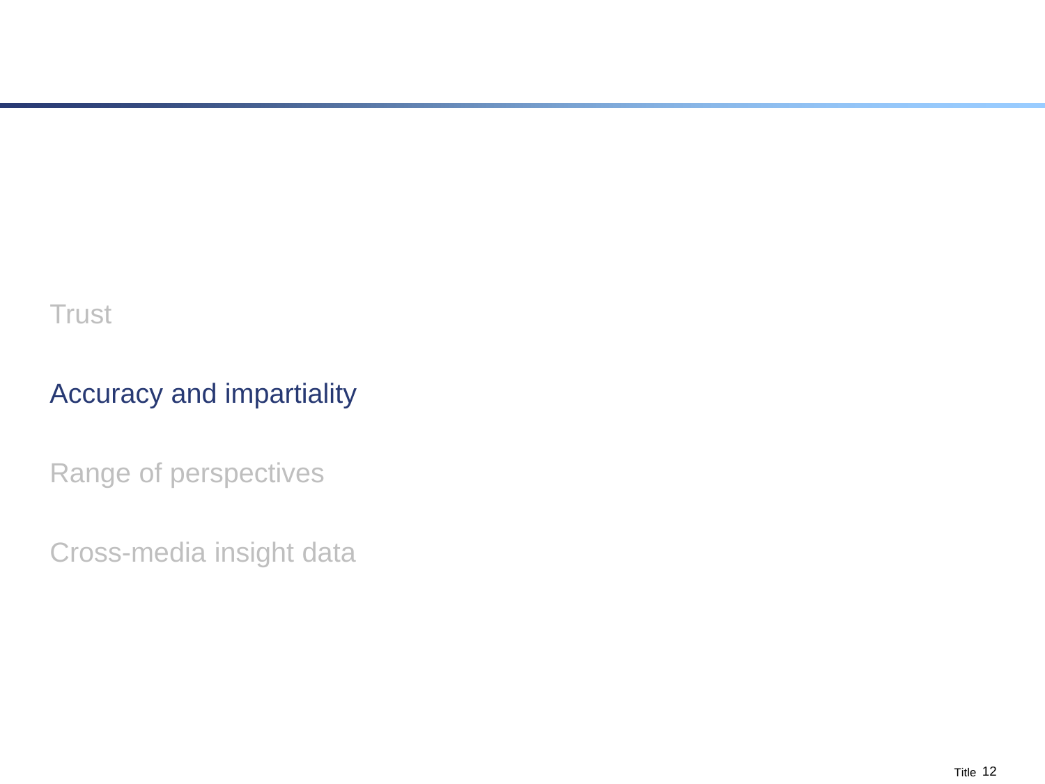Trust

**Accuracy and impartiality**

Range of perspectives

Cross-media insight data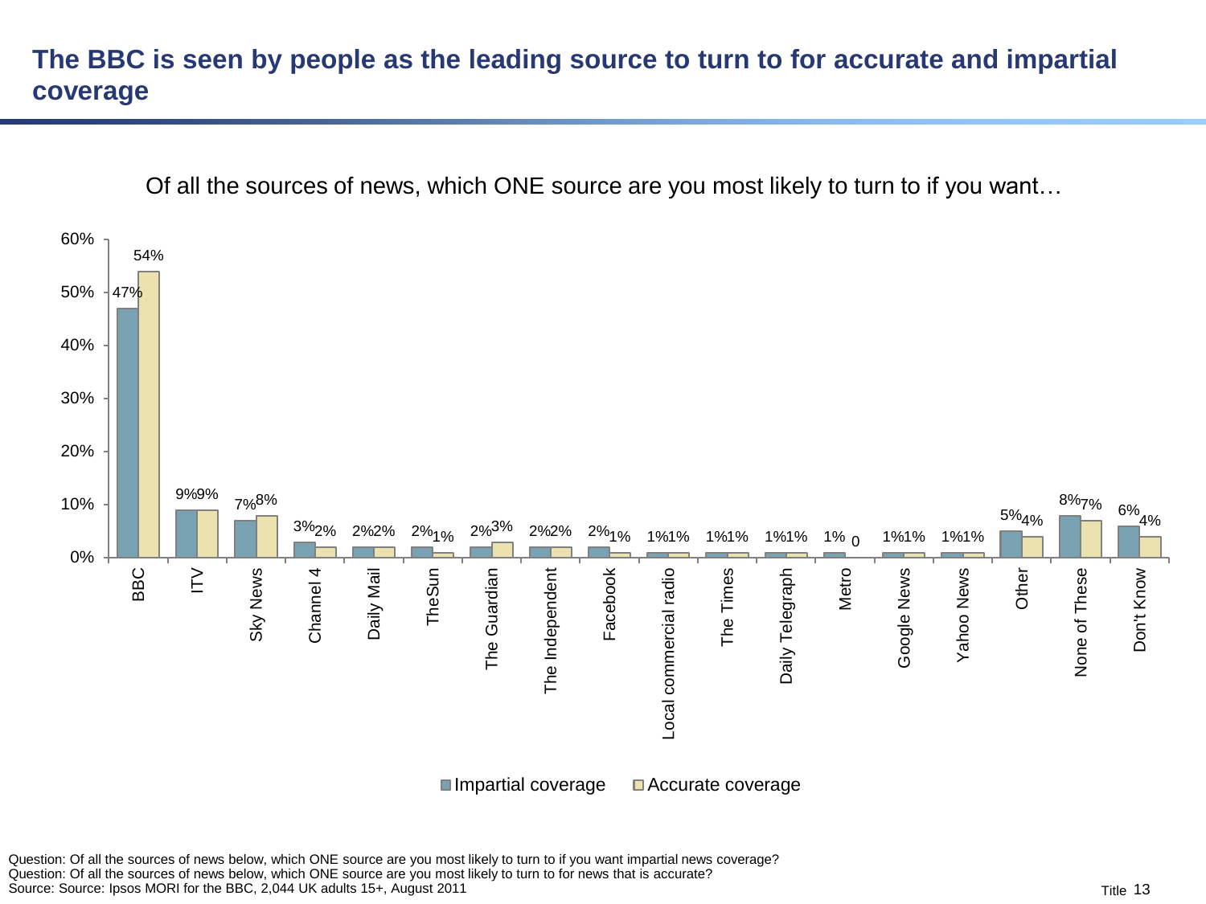# The BBC is seen by people as the leading source to turn to for accurate and impartial coverage

Of all the sources of news, which ONE source are you most likely to turn to if you want…

| Source | Impartial coverage | Accurate coverage |
|---|---|---|
| BBC | 47% | 54% |
| ITV | 9% | 9% |
| Sky News | 7% | 8% |
| Channel 4 | 3% | 2% |
| Daily Mail | 2% | 2% |
| TheSun | 2% | 1% |
| The Guardian | 2% | 3% |
| The Independent | 2% | 2% |
| Facebook | 2% | 1% |
| Local commercial radio | 1% | 1% |
| The Times | 1% | 1% |
| Daily Telegraph | 1% | 1% |
| Metro | 1% | 0 |
| Google News | 1% | 1% |
| Yahoo News | 1% | 1% |
| Other | 5% | 4% |
| None of These | 8% | 7% |
| Don't Know | 6% | 4% |

Question: Of all the sources of news below, which ONE source are you most likely to turn to if you want impartial news coverage?
Question: Of all the sources of news below, which ONE source are you most likely to turn to for news that is accurate?
Source: Source: Ipsos MORI for the BBC, 2,044 UK adults 15+, August 2011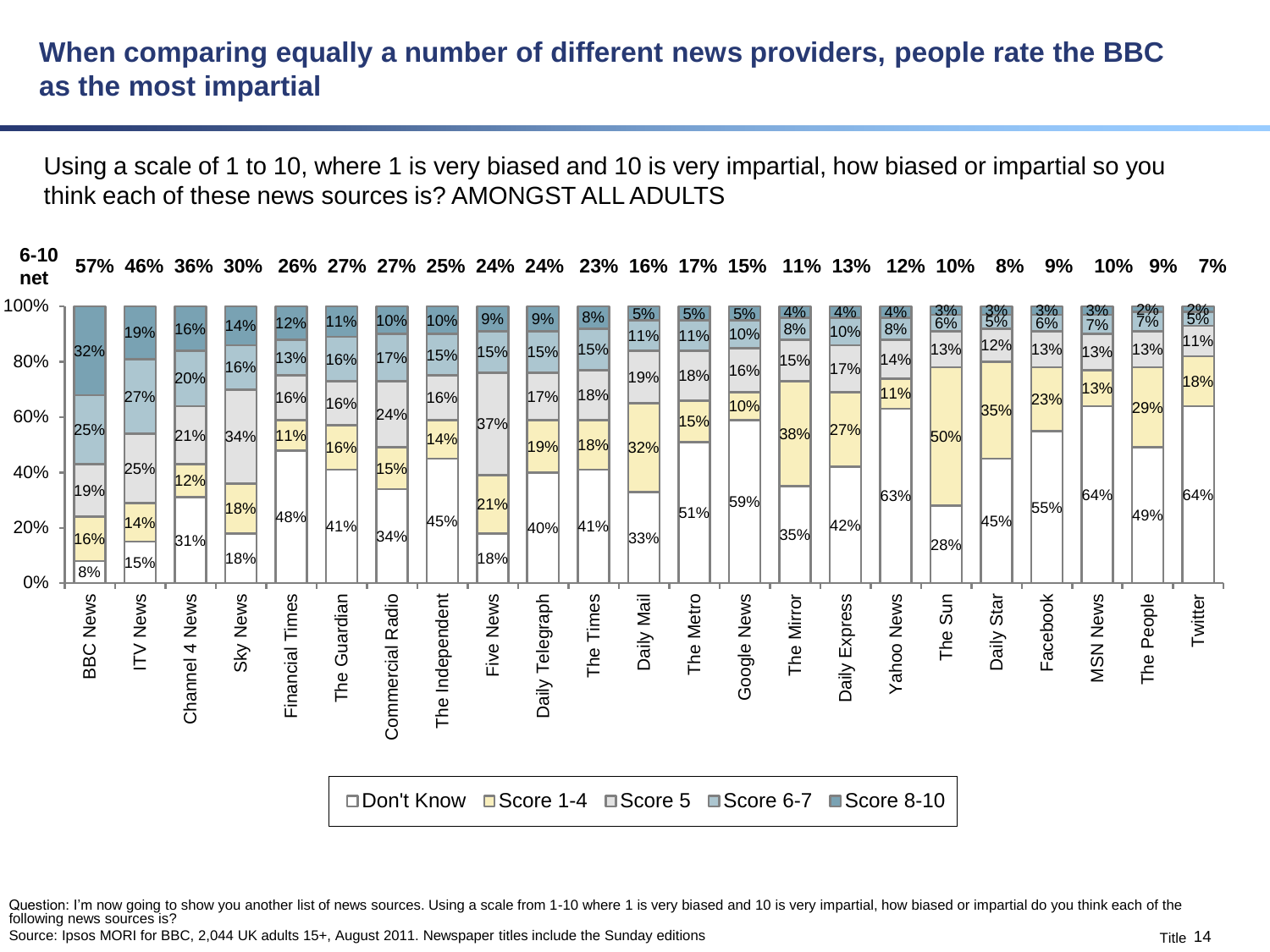# When comparing equally a number of different news providers, people rate the BBC as the most impartial

Using a scale of 1 to 10, where 1 is very biased and 10 is very impartial, how biased or impartial so you think each of these news sources is? AMONGST ALL ADULTS

| News source | 6-10 net | Don't Know | Score 1-4 | Score 5 | Score 6-7 | Score 8-10 |
|---|---|---|---|---|---|---|
| BBC News | 57% | 8% | 16% | 19% | 25% | 32% |
| ITV News | 46% | 15% | 14% | 25% | 27% | 19% |
| Channel 4 News | 36% | 31% | 12% | 21% | 20% | 16% |
| Sky News | 30% | 18% | 18% | 34% | 16% | 14% |
| Financial Times | 26% | 48% | 11% | 16% | 13% | 12% |
| The Guardian | 27% | 41% | 16% | 16% | 16% | 11% |
| Commercial Radio | 27% | 34% | 15% | 24% | 17% | 10% |
| The Independent | 25% | 45% | 14% | 16% | 15% | 10% |
| Five News | 24% | 18% | 21% | 37% | 15% | 9% |
| Daily Telegraph | 24% | 40% | 19% | 17% | 15% | 9% |
| The Times | 23% | 41% | 18% | 18% | 15% | 8% |
| Daily Mail | 16% | 33% | 32% | 19% | 11% | 5% |
| The Metro | 17% | 51% | 15% | 18% | 11% | 5% |
| Google News | 15% | 59% | 10% | 16% | 10% | 5% |
| The Mirror | 11% | 35% | 38% | 15% | 8% | 4% |
| Daily Express | 13% | 42% | 27% | 17% | 10% | 4% |
| Yahoo News | 12% | 63% | 11% | 14% | 8% | 4% |
| The Sun | 10% | 28% | 50% | 13% | 6% | 3% |
| Daily Star | 8% | 45% | 35% | 12% | 5% | 3% |
| Facebook | 9% | 55% | 23% | 13% | 6% | 3% |
| MSN News | 10% | 64% | 13% | 13% | 7% | 3% |
| The People | 9% | 49% | 29% | 13% | 7% | 2% |
| Twitter | 7% | 64% | 18% | 11% | 5% | 2% |

Question: I'm now going to show you another list of news sources. Using a scale from 1-10 where 1 is very biased and 10 is very impartial, how biased or impartial do you think each of the following news sources is?

Source: Ipsos MORI for BBC, 2,044 UK adults 15+, August 2011. Newspaper titles include the Sunday editions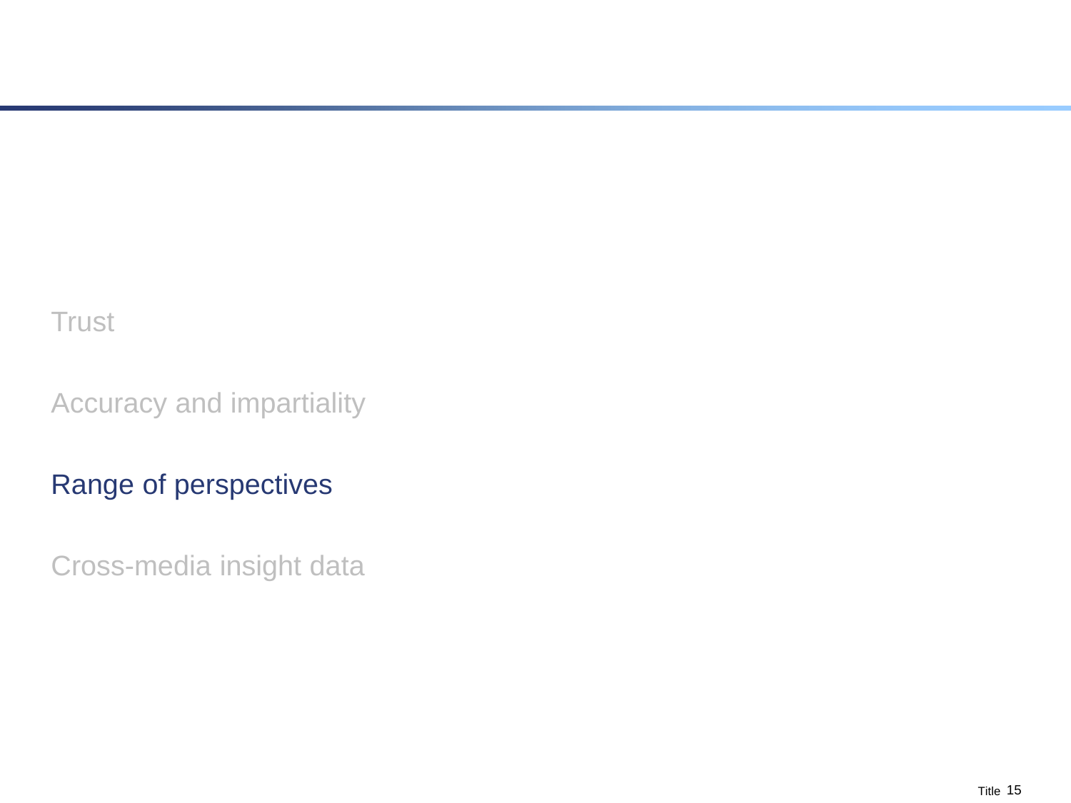Trust

Accuracy and impartiality

Range of perspectives

Cross-media insight data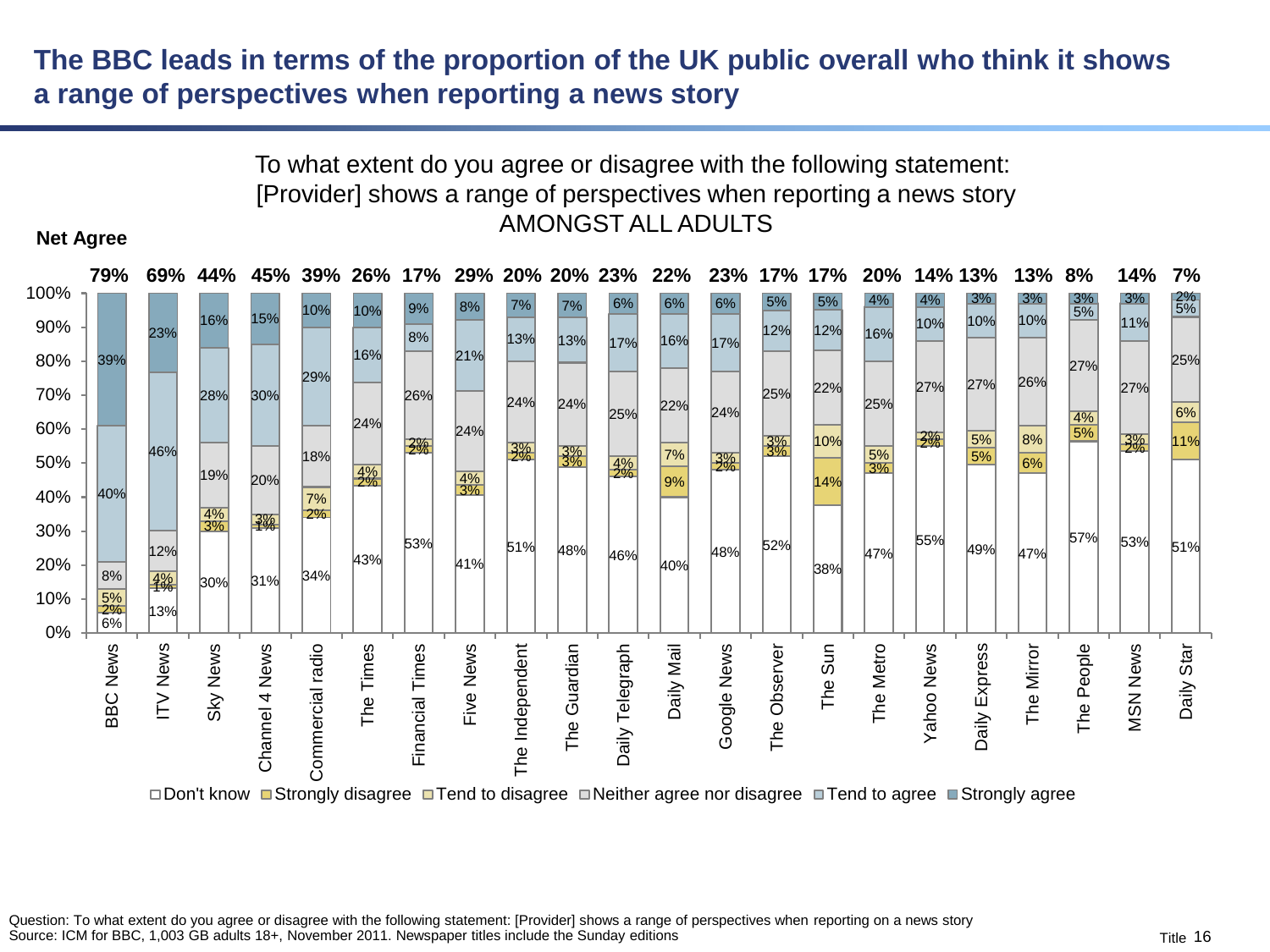# The BBC leads in terms of the proportion of the UK public overall who think it shows a range of perspectives when reporting a news story

To what extent do you agree or disagree with the following statement:
[Provider] shows a range of perspectives when reporting a news story
AMONGST ALL ADULTS

| Provider | Net Agree | Don't know | Strongly disagree | Tend to disagree | Neither agree nor disagree | Tend to agree | Strongly agree |
|---|---|---|---|---|---|---|---|
| BBC News | 79% | 6% | 2% | 5% | 8% | 40% | 39% |
| ITV News | 69% | 13% | 1% | 4% | 12% | 46% | 23% |
| Sky News | 44% | 30% | 3% | 4% | 19% | 28% | 16% |
| Channel 4 News | 45% | 31% | 1% | 3% | 20% | 30% | 15% |
| Commercial radio | 39% | 34% | 2% | 7% | 18% | 29% | 10% |
| The Times | 26% | 43% | 2% | 4% | 24% | 16% | 10% |
| Financial Times | 17% | 53% | 2% | 2% | 26% | 8% | 9% |
| Five News | 29% | 41% | 3% | 4% | 24% | 21% | 8% |
| The Independent | 20% | 51% | 2% | 3% | 24% | 13% | 7% |
| The Guardian | 20% | 48% | 3% | 3% | 24% | 13% | 7% |
| Daily Telegraph | 23% | 46% | 2% | 4% | 25% | 17% | 6% |
| Daily Mail | 22% | 40% | 9% | 7% | 22% | 16% | 6% |
| Google News | 23% | 48% | 2% | 3% | 24% | 17% | 6% |
| The Observer | 17% | 52% | 3% | 3% | 25% | 12% | 5% |
| The Sun | 17% | 38% | 14% | 10% | 22% | 12% | 5% |
| The Metro | 20% | 47% | 3% | 5% | 25% | 16% | 4% |
| Yahoo News | 14% | 55% | 2% | 2% | 27% | 10% | 4% |
| Daily Express | 13% | 49% | 5% | 5% | 27% | 10% | 3% |
| The Mirror | 13% | 47% | 6% | 8% | 26% | 10% | 3% |
| The People | 8% | 57% | 5% | 4% | 27% | 5% | 3% |
| MSN News | 14% | 53% | 2% | 3% | 27% | 11% | 3% |
| Daily Star | 7% | 51% | 11% | 6% | 25% | 5% | 2% |

Question: To what extent do you agree or disagree with the following statement: [Provider] shows a range of perspectives when reporting on a news story
Source: ICM for BBC, 1,003 GB adults 18+, November 2011. Newspaper titles include the Sunday editions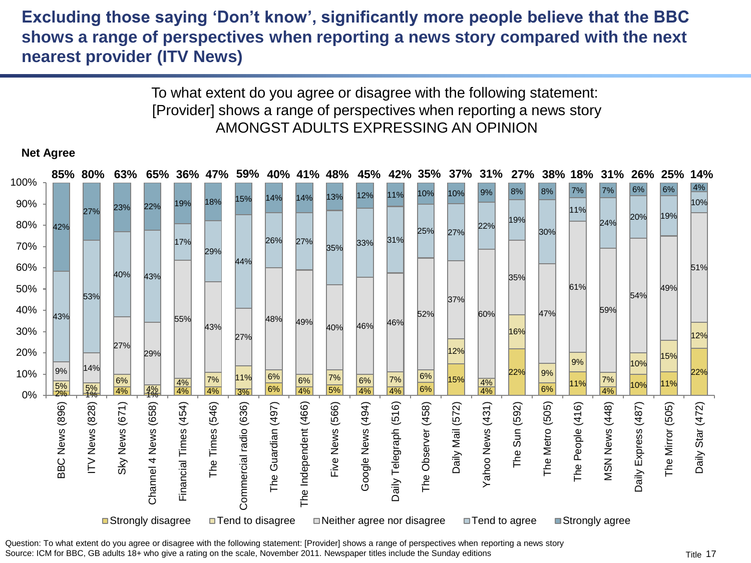# Excluding those saying 'Don't know', significantly more people believe that the BBC shows a range of perspectives when reporting a news story compared with the next nearest provider (ITV News)

To what extent do you agree or disagree with the following statement:
[Provider] shows a range of perspectives when reporting a news story
AMONGST ADULTS EXPRESSING AN OPINION

| Provider | Net Agree | Strongly disagree | Tend to disagree | Neither agree nor disagree | Tend to agree | Strongly agree |
|---|---|---|---|---|---|---|
| BBC News (896) | 85% | 2% | 5% | 9% | 43% | 42% |
| ITV News (828) | 80% | 1% | 5% | 14% | 53% | 27% |
| Sky News (671) | 63% | 4% | 6% | 27% | 40% | 23% |
| Channel 4 News (658) | 65% | 1% | 4% | 29% | 43% | 22% |
| Financial Times (454) | 36% | 4% | 4% | 55% | 17% | 19% |
| The Times (546) | 47% | 4% | 7% | 43% | 29% | 18% |
| Commercial radio (636) | 59% | 3% | 11% | 27% | 44% | 15% |
| The Guardian (497) | 40% | 6% | 6% | 48% | 26% | 14% |
| The Independent (466) | 41% | 4% | 6% | 49% | 27% | 14% |
| Five News (566) | 48% | 5% | 7% | 40% | 35% | 13% |
| Google News (494) | 45% | 4% | 6% | 46% | 33% | 12% |
| Daily Telegraph (516) | 42% | 4% | 7% | 46% | 31% | 11% |
| The Observer (458) | 35% | 6% | 6% | 52% | 25% | 10% |
| Daily Mail (572) | 37% | 15% | 12% | 37% | 27% | 10% |
| Yahoo News (431) | 31% | 4% | 4% | 60% | 22% | 9% |
| The Sun (592) | 27% | 22% | 16% | 35% | 19% | 8% |
| The Metro (505) | 38% | 6% | 9% | 47% | 30% | 8% |
| The People (416) | 18% | 11% | 9% | 61% | 11% | 7% |
| MSN News (448) | 31% | 4% | 7% | 59% | 24% | 7% |
| Daily Express (487) | 26% | 10% | 10% | 54% | 20% | 6% |
| The Mirror (505) | 25% | 11% | 15% | 49% | 19% | 6% |
| Daily Star (472) | 14% | 22% | 12% | 51% | 10% | 4% |

Question: To what extent do you agree or disagree with the following statement: [Provider] shows a range of perspectives when reporting a news story
Source: ICM for BBC, GB adults 18+ who give a rating on the scale, November 2011. Newspaper titles include the Sunday editions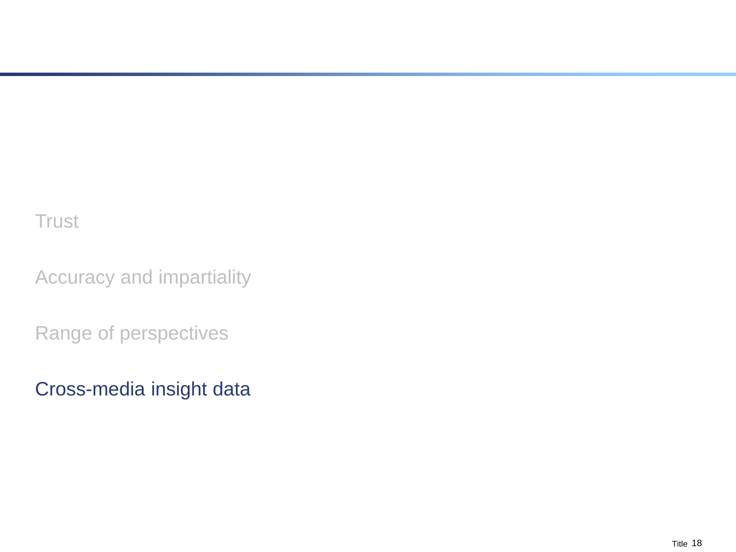Trust

Accuracy and impartiality

Range of perspectives

Cross-media insight data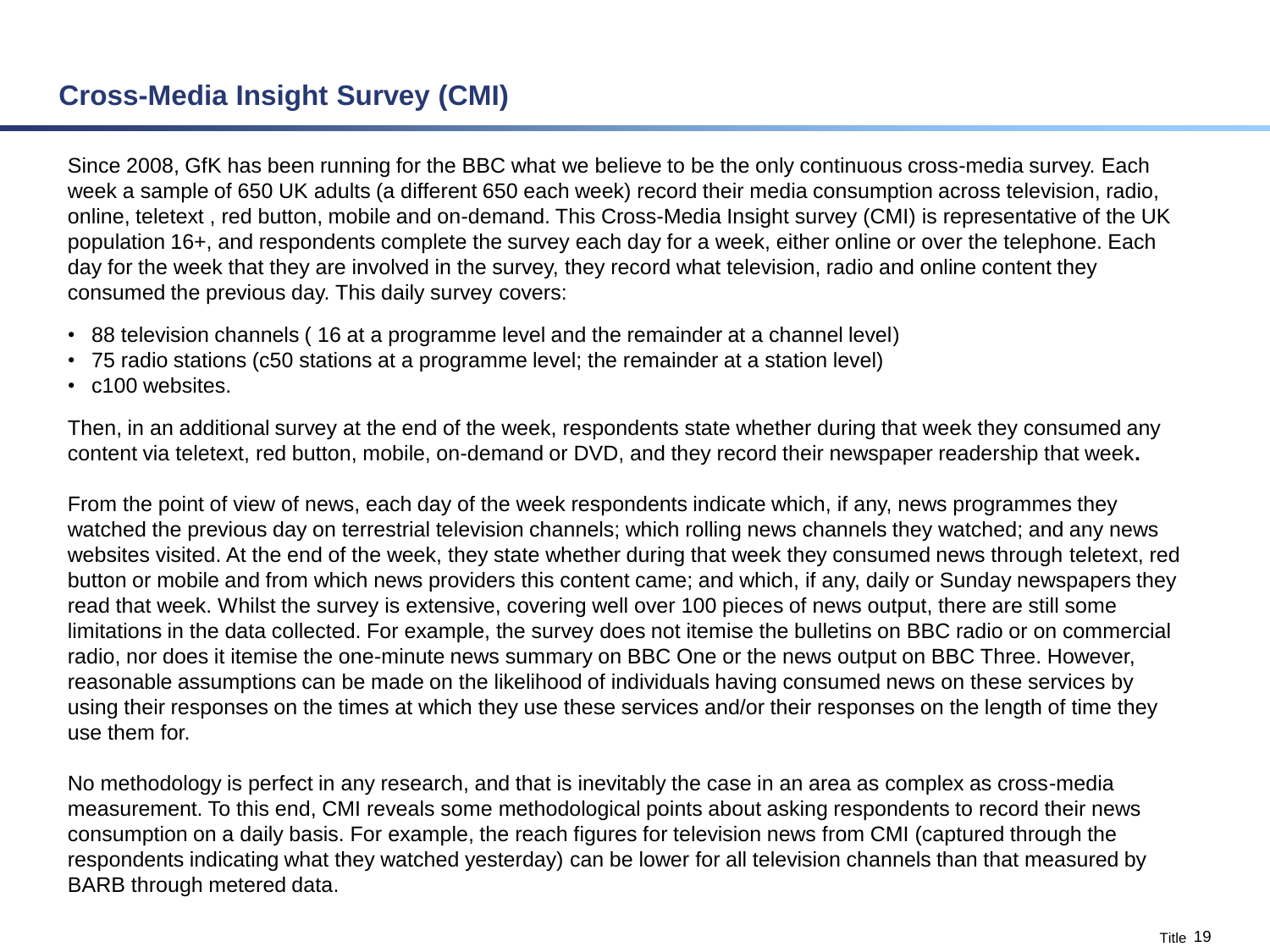## Cross-Media Insight Survey (CMI)

Since 2008, GfK has been running for the BBC what we believe to be the only continuous cross-media survey. Each week a sample of 650 UK adults (a different 650 each week) record their media consumption across television, radio, online, teletext , red button, mobile and on-demand. This Cross-Media Insight survey (CMI) is representative of the UK population 16+, and respondents complete the survey each day for a week, either online or over the telephone. Each day for the week that they are involved in the survey, they record what television, radio and online content they consumed the previous day. This daily survey covers:

- 88 television channels ( 16 at a programme level and the remainder at a channel level)
- 75 radio stations (c50 stations at a programme level; the remainder at a station level)
- c100 websites.

Then, in an additional survey at the end of the week, respondents state whether during that week they consumed any content via teletext, red button, mobile, on-demand or DVD, and they record their newspaper readership that week**.**

From the point of view of news, each day of the week respondents indicate which, if any, news programmes they watched the previous day on terrestrial television channels; which rolling news channels they watched; and any news websites visited. At the end of the week, they state whether during that week they consumed news through teletext, red button or mobile and from which news providers this content came; and which, if any, daily or Sunday newspapers they read that week. Whilst the survey is extensive, covering well over 100 pieces of news output, there are still some limitations in the data collected. For example, the survey does not itemise the bulletins on BBC radio or on commercial radio, nor does it itemise the one-minute news summary on BBC One or the news output on BBC Three. However, reasonable assumptions can be made on the likelihood of individuals having consumed news on these services by using their responses on the times at which they use these services and/or their responses on the length of time they use them for.

No methodology is perfect in any research, and that is inevitably the case in an area as complex as cross-media measurement. To this end, CMI reveals some methodological points about asking respondents to record their news consumption on a daily basis. For example, the reach figures for television news from CMI (captured through the respondents indicating what they watched yesterday) can be lower for all television channels than that measured by BARB through metered data.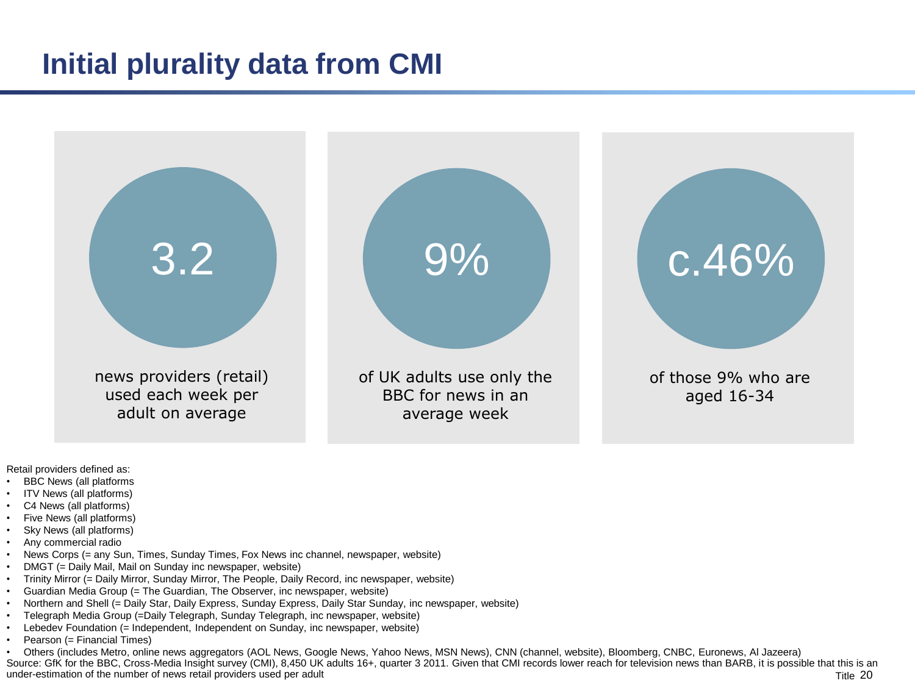# Initial plurality data from CMI

3.2

news providers (retail) used each week per adult on average

9%

of UK adults use only the BBC for news in an average week

c.46%

of those 9% who are aged 16-34

Retail providers defined as:

- BBC News (all platforms
- ITV News (all platforms)
- C4 News (all platforms)
- Five News (all platforms)
- Sky News (all platforms)
- Any commercial radio
- News Corps (= any Sun, Times, Sunday Times, Fox News inc channel, newspaper, website)
- DMGT (= Daily Mail, Mail on Sunday inc newspaper, website)
- Trinity Mirror (= Daily Mirror, Sunday Mirror, The People, Daily Record, inc newspaper, website)
- Guardian Media Group (= The Guardian, The Observer, inc newspaper, website)
- Northern and Shell (= Daily Star, Daily Express, Sunday Express, Daily Star Sunday, inc newspaper, website)
- Telegraph Media Group (=Daily Telegraph, Sunday Telegraph, inc newspaper, website)
- Lebedev Foundation (= Independent, Independent on Sunday, inc newspaper, website)
- Pearson (= Financial Times)
- Others (includes Metro, online news aggregators (AOL News, Google News, Yahoo News, MSN News), CNN (channel, website), Bloomberg, CNBC, Euronews, Al Jazeera)

Source: GfK for the BBC, Cross-Media Insight survey (CMI), 8,450 UK adults 16+, quarter 3 2011. Given that CMI records lower reach for television news than BARB, it is possible that this is an under-estimation of the number of news retail providers used per adult